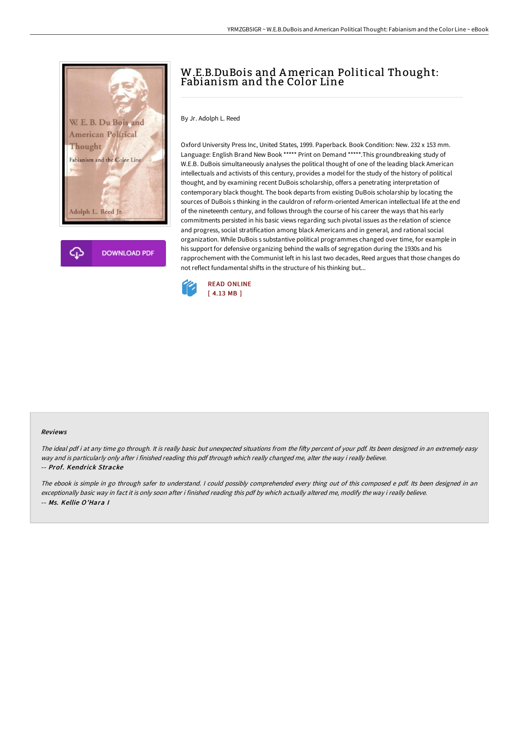# W.E.B.DuBois and American Political Thought: Fabianism and the Color Line

By Jr. Adolph L. Reed

Oxford University Press Inc, United States, 1999. Paperback. Book Condition: New. 232 x 153 mm. Language: English Brand New Book ***** Print on Demand *****.This groundbreaking study of W.E.B. DuBois simultaneously analyses the political thought of one of the leading black American intellectuals and activists of this century, provides a model for the study of the history of political thought, and by examining recent DuBois scholarship, offers a penetrating interpretation of contemporary black thought. The book departs from existing DuBois scholarship by locating the sources of DuBois s thinking in the cauldron of reform-oriented American intellectual life at the end of the nineteenth century, and follows through the course of his career the ways that his early commitments persisted in his basic views regarding such pivotal issues as the relation of science and progress, social stratification among black Americans and in general, and rational social organization. While DuBois s substantive political programmes changed over time, for example in his support for defensive organizing behind the walls of segregation during the 1930s and his rapprochement with the Communist left in his last two decades, Reed argues that those changes do not reflect fundamental shifts in the structure of his thinking but...

READ ONLINE
[ 4.13 MB ]

DOWNLOAD PDF

### Reviews

*The ideal pdf i at any time go through. It is really basic but unexpected situations from the fifty percent of your pdf. Its been designed in an extremely easy way and is particularly only after i finished reading this pdf through which really changed me, alter the way i really believe.*

-- ***Prof. Kendrick Stracke***

*The ebook is simple in go through safer to understand. I could possibly comprehended every thing out of this composed e pdf. Its been designed in an exceptionally basic way in fact it is only soon after i finished reading this pdf by which actually altered me, modify the way i really believe.*

-- ***Ms. Kellie O'Hara I***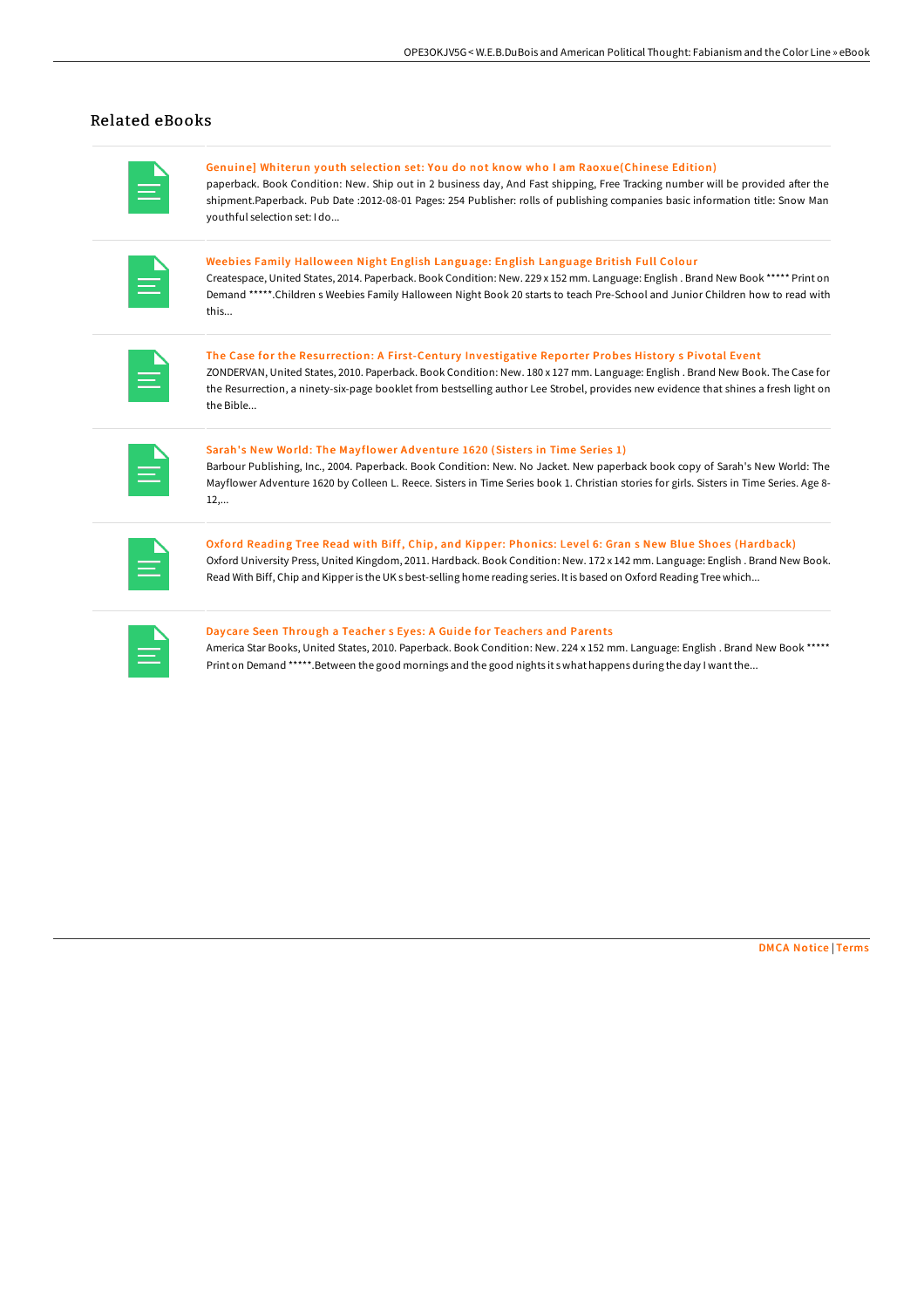## Related eBooks

**Genuine] Whiterun youth selection set: You do not know who I am Raoxue(Chinese Edition)**

paperback. Book Condition: New. Ship out in 2 business day, And Fast shipping, Free Tracking number will be provided after the shipment.Paperback. Pub Date :2012-08-01 Pages: 254 Publisher: rolls of publishing companies basic information title: Snow Man youthful selection set: I do...

**Weebies Family Halloween Night English Language: English Language British Full Colour**

Createspace, United States, 2014. Paperback. Book Condition: New. 229 x 152 mm. Language: English . Brand New Book ***** Print on Demand *****.Children s Weebies Family Halloween Night Book 20 starts to teach Pre-School and Junior Children how to read with this...

**The Case for the Resurrection: A First-Century Investigative Reporter Probes History s Pivotal Event**

ZONDERVAN, United States, 2010. Paperback. Book Condition: New. 180 x 127 mm. Language: English . Brand New Book. The Case for the Resurrection, a ninety-six-page booklet from bestselling author Lee Strobel, provides new evidence that shines a fresh light on the Bible...

**Sarah's New World: The Mayflower Adventure 1620 (Sisters in Time Series 1)**

Barbour Publishing, Inc., 2004. Paperback. Book Condition: New. No Jacket. New paperback book copy of Sarah's New World: The Mayflower Adventure 1620 by Colleen L. Reece. Sisters in Time Series book 1. Christian stories for girls. Sisters in Time Series. Age 8-12,...

**Oxford Reading Tree Read with Biff, Chip, and Kipper: Phonics: Level 6: Gran s New Blue Shoes (Hardback)**

Oxford University Press, United Kingdom, 2011. Hardback. Book Condition: New. 172 x 142 mm. Language: English . Brand New Book. Read With Biff, Chip and Kipper is the UK s best-selling home reading series. It is based on Oxford Reading Tree which...

**Daycare Seen Through a Teacher s Eyes: A Guide for Teachers and Parents**

America Star Books, United States, 2010. Paperback. Book Condition: New. 224 x 152 mm. Language: English . Brand New Book ***** Print on Demand *****.Between the good mornings and the good nights it s what happens during the day I want the...